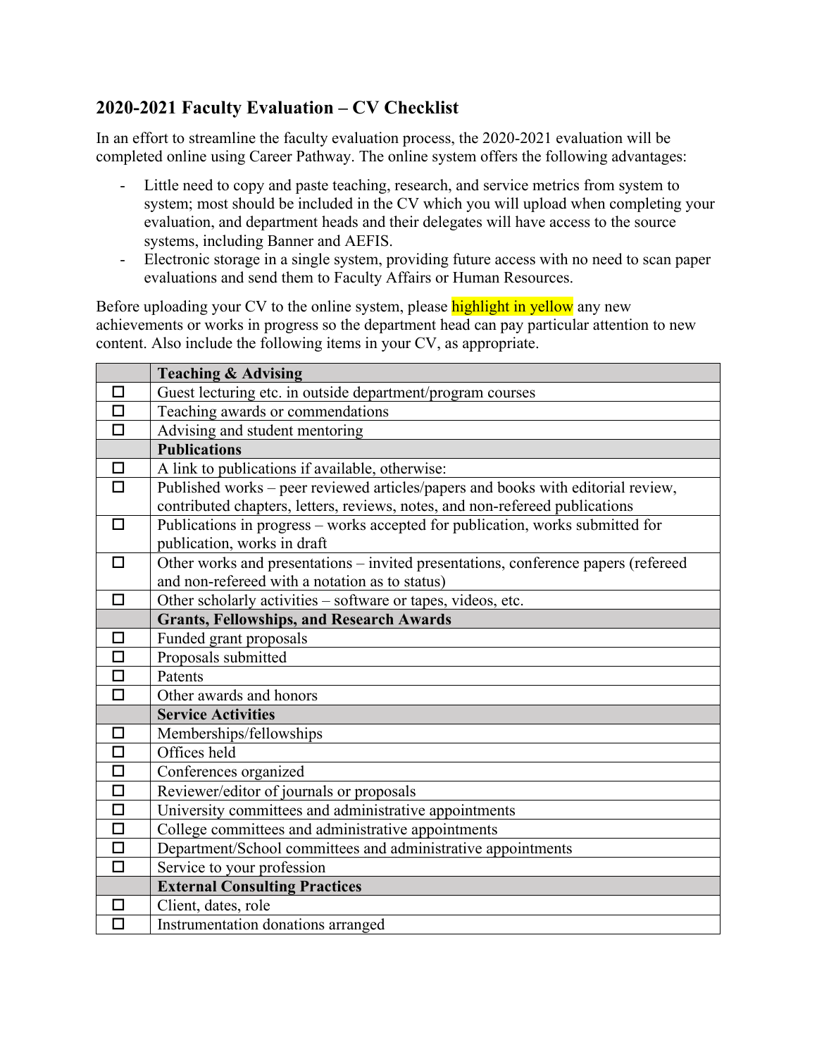## 2020-2021 Faculty Evaluation – CV Checklist

In an effort to streamline the faculty evaluation process, the 2020-2021 evaluation will be completed online using Career Pathway. The online system offers the following advantages:

- Little need to copy and paste teaching, research, and service metrics from system to system; most should be included in the CV which you will upload when completing your evaluation, and department heads and their delegates will have access to the source systems, including Banner and AEFIS.
- Electronic storage in a single system, providing future access with no need to scan paper evaluations and send them to Faculty Affairs or Human Resources.

Before uploading your CV to the online system, please highlight in yellow any new achievements or works in progress so the department head can pay particular attention to new content. Also include the following items in your CV, as appropriate.

| | **Teaching & Advising** |
|---|---|
| ☐ | Guest lecturing etc. in outside department/program courses |
| ☐ | Teaching awards or commendations |
| ☐ | Advising and student mentoring |
| | **Publications** |
| ☐ | A link to publications if available, otherwise: |
| ☐ | Published works – peer reviewed articles/papers and books with editorial review, contributed chapters, letters, reviews, notes, and non-refereed publications |
| ☐ | Publications in progress – works accepted for publication, works submitted for publication, works in draft |
| ☐ | Other works and presentations – invited presentations, conference papers (refereed and non-refereed with a notation as to status) |
| ☐ | Other scholarly activities – software or tapes, videos, etc. |
| | **Grants, Fellowships, and Research Awards** |
| ☐ | Funded grant proposals |
| ☐ | Proposals submitted |
| ☐ | Patents |
| ☐ | Other awards and honors |
| | **Service Activities** |
| ☐ | Memberships/fellowships |
| ☐ | Offices held |
| ☐ | Conferences organized |
| ☐ | Reviewer/editor of journals or proposals |
| ☐ | University committees and administrative appointments |
| ☐ | College committees and administrative appointments |
| ☐ | Department/School committees and administrative appointments |
| ☐ | Service to your profession |
| | **External Consulting Practices** |
| ☐ | Client, dates, role |
| ☐ | Instrumentation donations arranged |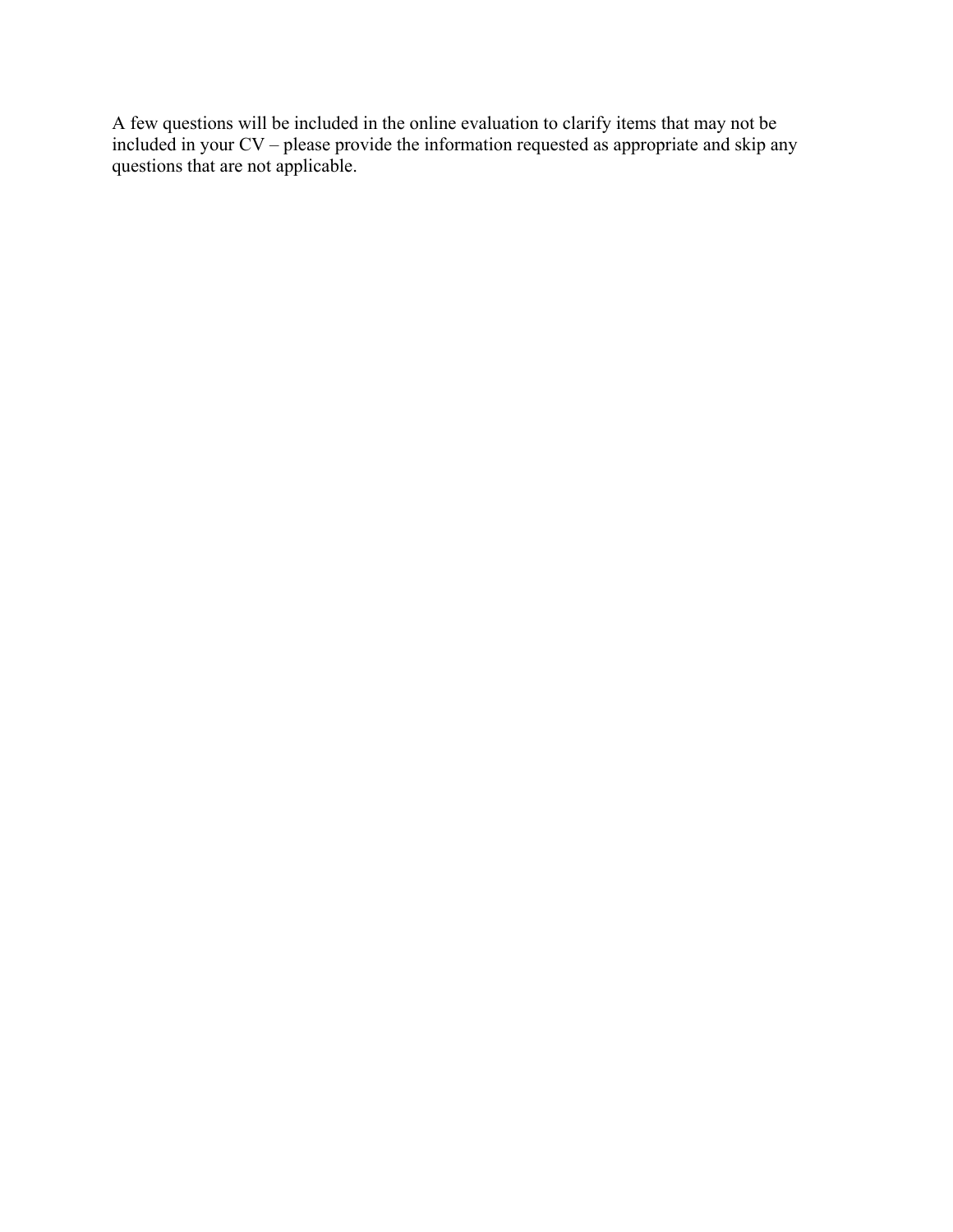A few questions will be included in the online evaluation to clarify items that may not be included in your CV – please provide the information requested as appropriate and skip any questions that are not applicable.